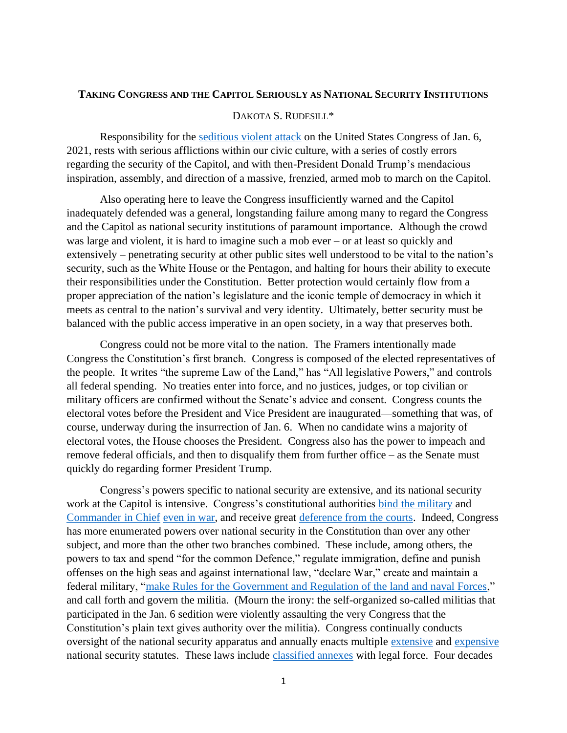**TAKING CONGRESS AND THE CAPITOL SERIOUSLY AS NATIONAL SECURITY INSTITUTIONS**

DAKOTA S. RUDESILL*

Responsibility for the seditious violent attack on the United States Congress of Jan. 6, 2021, rests with serious afflictions within our civic culture, with a series of costly errors regarding the security of the Capitol, and with then-President Donald Trump's mendacious inspiration, assembly, and direction of a massive, frenzied, armed mob to march on the Capitol.

Also operating here to leave the Congress insufficiently warned and the Capitol inadequately defended was a general, longstanding failure among many to regard the Congress and the Capitol as national security institutions of paramount importance. Although the crowd was large and violent, it is hard to imagine such a mob ever – or at least so quickly and extensively – penetrating security at other public sites well understood to be vital to the nation's security, such as the White House or the Pentagon, and halting for hours their ability to execute their responsibilities under the Constitution. Better protection would certainly flow from a proper appreciation of the nation's legislature and the iconic temple of democracy in which it meets as central to the nation's survival and very identity. Ultimately, better security must be balanced with the public access imperative in an open society, in a way that preserves both.

Congress could not be more vital to the nation. The Framers intentionally made Congress the Constitution's first branch. Congress is composed of the elected representatives of the people. It writes "the supreme Law of the Land," has "All legislative Powers," and controls all federal spending. No treaties enter into force, and no justices, judges, or top civilian or military officers are confirmed without the Senate's advice and consent. Congress counts the electoral votes before the President and Vice President are inaugurated—something that was, of course, underway during the insurrection of Jan. 6. When no candidate wins a majority of electoral votes, the House chooses the President. Congress also has the power to impeach and remove federal officials, and then to disqualify them from further office – as the Senate must quickly do regarding former President Trump.

Congress's powers specific to national security are extensive, and its national security work at the Capitol is intensive. Congress's constitutional authorities bind the military and Commander in Chief even in war, and receive great deference from the courts. Indeed, Congress has more enumerated powers over national security in the Constitution than over any other subject, and more than the other two branches combined. These include, among others, the powers to tax and spend "for the common Defence," regulate immigration, define and punish offenses on the high seas and against international law, "declare War," create and maintain a federal military, "make Rules for the Government and Regulation of the land and naval Forces," and call forth and govern the militia. (Mourn the irony: the self-organized so-called militias that participated in the Jan. 6 sedition were violently assaulting the very Congress that the Constitution's plain text gives authority over the militia). Congress continually conducts oversight of the national security apparatus and annually enacts multiple extensive and expensive national security statutes. These laws include classified annexes with legal force. Four decades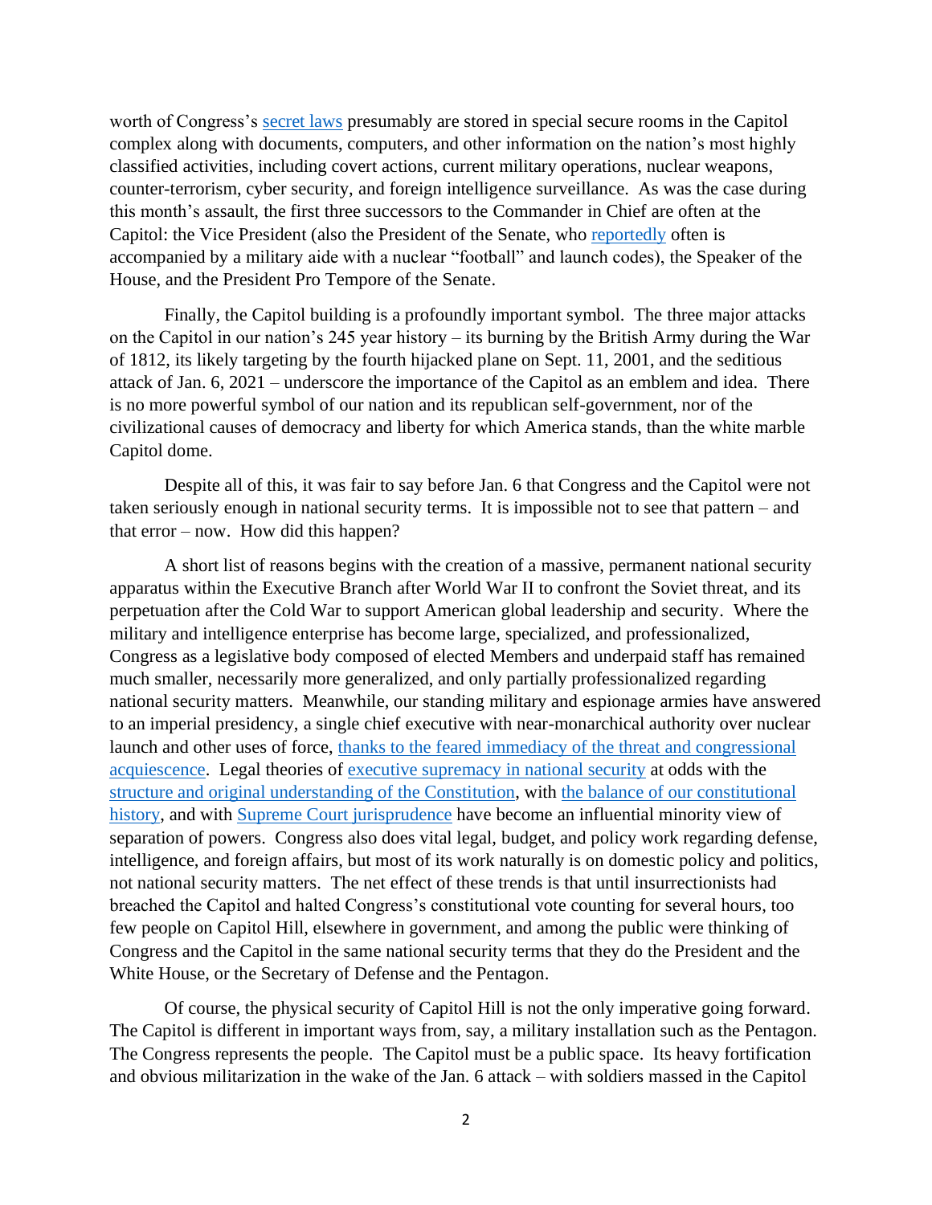worth of Congress's secret laws presumably are stored in special secure rooms in the Capitol complex along with documents, computers, and other information on the nation's most highly classified activities, including covert actions, current military operations, nuclear weapons, counter-terrorism, cyber security, and foreign intelligence surveillance. As was the case during this month's assault, the first three successors to the Commander in Chief are often at the Capitol: the Vice President (also the President of the Senate, who reportedly often is accompanied by a military aide with a nuclear "football" and launch codes), the Speaker of the House, and the President Pro Tempore of the Senate.

Finally, the Capitol building is a profoundly important symbol. The three major attacks on the Capitol in our nation's 245 year history – its burning by the British Army during the War of 1812, its likely targeting by the fourth hijacked plane on Sept. 11, 2001, and the seditious attack of Jan. 6, 2021 – underscore the importance of the Capitol as an emblem and idea. There is no more powerful symbol of our nation and its republican self-government, nor of the civilizational causes of democracy and liberty for which America stands, than the white marble Capitol dome.

Despite all of this, it was fair to say before Jan. 6 that Congress and the Capitol were not taken seriously enough in national security terms. It is impossible not to see that pattern – and that error – now. How did this happen?

A short list of reasons begins with the creation of a massive, permanent national security apparatus within the Executive Branch after World War II to confront the Soviet threat, and its perpetuation after the Cold War to support American global leadership and security. Where the military and intelligence enterprise has become large, specialized, and professionalized, Congress as a legislative body composed of elected Members and underpaid staff has remained much smaller, necessarily more generalized, and only partially professionalized regarding national security matters. Meanwhile, our standing military and espionage armies have answered to an imperial presidency, a single chief executive with near-monarchical authority over nuclear launch and other uses of force, thanks to the feared immediacy of the threat and congressional acquiescence. Legal theories of executive supremacy in national security at odds with the structure and original understanding of the Constitution, with the balance of our constitutional history, and with Supreme Court jurisprudence have become an influential minority view of separation of powers. Congress also does vital legal, budget, and policy work regarding defense, intelligence, and foreign affairs, but most of its work naturally is on domestic policy and politics, not national security matters. The net effect of these trends is that until insurrectionists had breached the Capitol and halted Congress's constitutional vote counting for several hours, too few people on Capitol Hill, elsewhere in government, and among the public were thinking of Congress and the Capitol in the same national security terms that they do the President and the White House, or the Secretary of Defense and the Pentagon.

Of course, the physical security of Capitol Hill is not the only imperative going forward. The Capitol is different in important ways from, say, a military installation such as the Pentagon. The Congress represents the people. The Capitol must be a public space. Its heavy fortification and obvious militarization in the wake of the Jan. 6 attack – with soldiers massed in the Capitol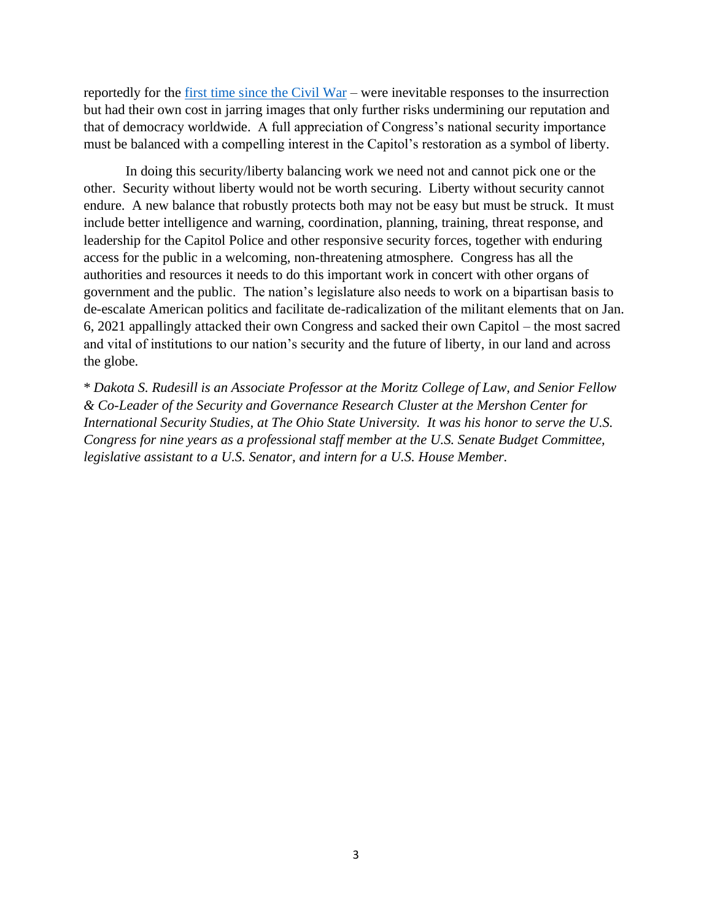reportedly for the [first time since the Civil War](#) – were inevitable responses to the insurrection but had their own cost in jarring images that only further risks undermining our reputation and that of democracy worldwide. A full appreciation of Congress's national security importance must be balanced with a compelling interest in the Capitol's restoration as a symbol of liberty.

In doing this security/liberty balancing work we need not and cannot pick one or the other. Security without liberty would not be worth securing. Liberty without security cannot endure. A new balance that robustly protects both may not be easy but must be struck. It must include better intelligence and warning, coordination, planning, training, threat response, and leadership for the Capitol Police and other responsive security forces, together with enduring access for the public in a welcoming, non-threatening atmosphere. Congress has all the authorities and resources it needs to do this important work in concert with other organs of government and the public. The nation's legislature also needs to work on a bipartisan basis to de-escalate American politics and facilitate de-radicalization of the militant elements that on Jan. 6, 2021 appallingly attacked their own Congress and sacked their own Capitol – the most sacred and vital of institutions to our nation's security and the future of liberty, in our land and across the globe.

\* *Dakota S. Rudesill is an Associate Professor at the Moritz College of Law, and Senior Fellow & Co-Leader of the Security and Governance Research Cluster at the Mershon Center for International Security Studies, at The Ohio State University. It was his honor to serve the U.S. Congress for nine years as a professional staff member at the U.S. Senate Budget Committee, legislative assistant to a U.S. Senator, and intern for a U.S. House Member.*